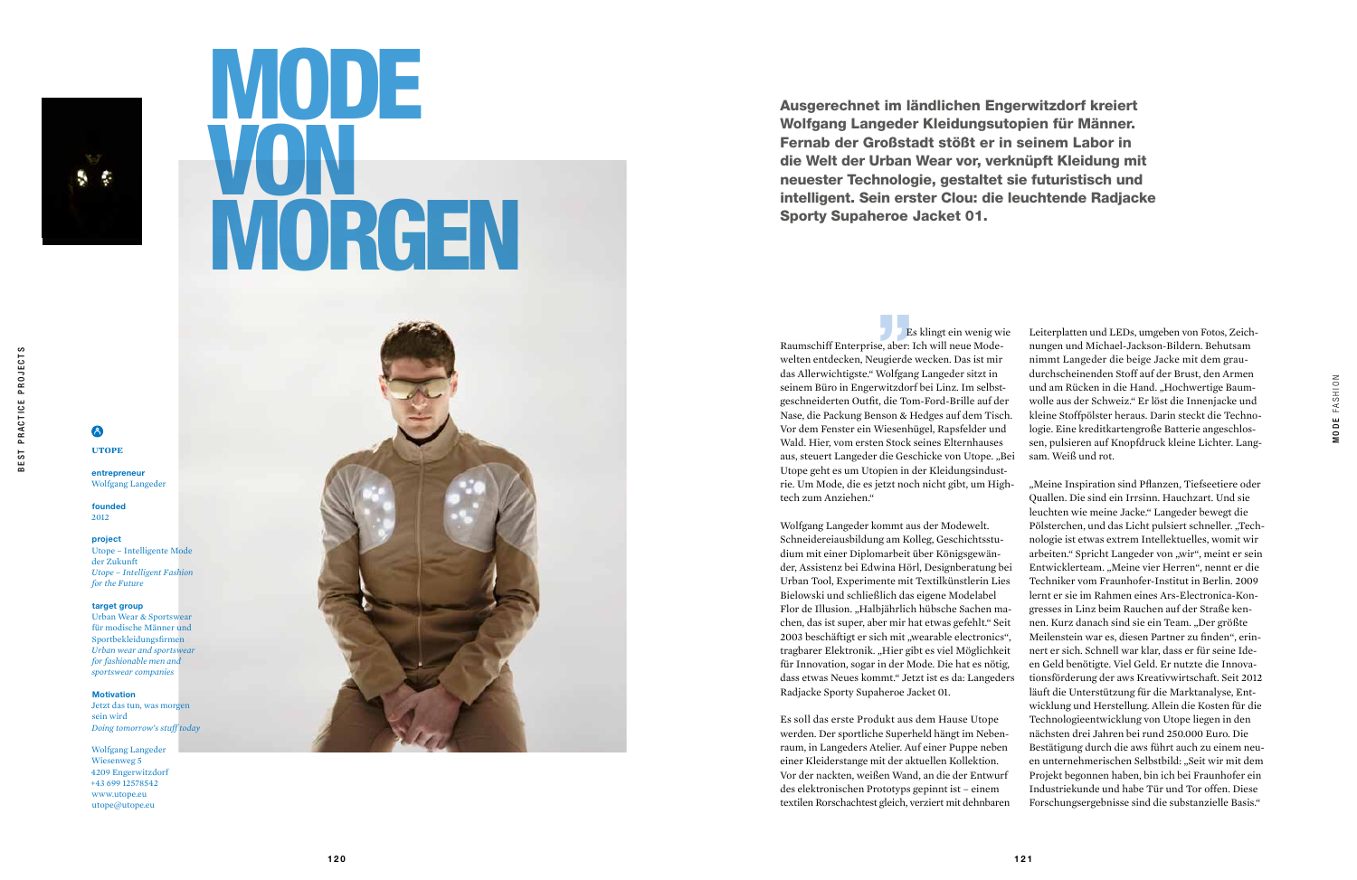# MODE VON MORGEN

**UTOPE**

**entrepreneur**
Wolfgang Langeder

**founded**
2012

**project**
Utope – Intelligente Mode der Zukunft
*Utope – Intelligent Fashion for the Future*

**target group**
Urban Wear & Sportswear für modische Männer und Sportbekleidungsfirmen
*Urban wear and sportswear for fashionable men and sportswear companies*

**Motivation**
Jetzt das tun, was morgen sein wird
*Doing tomorrow's stuff today*

Wolfgang Langeder
Wiesenweg 5
4209 Engerwitzdorf
+43 699 12578542
www.utope.eu
utope@utope.eu

**Ausgerechnet im ländlichen Engerwitzdorf kreiert Wolfgang Langeder Kleidungsutopien für Männer. Fernab der Großstadt stößt er in seinem Labor in die Welt der Urban Wear vor, verknüpft Kleidung mit neuester Technologie, gestaltet sie futuristisch und intelligent. Sein erster Clou: die leuchtende Radjacke Sporty Supaheroe Jacket 01.**

„Es klingt ein wenig wie Raumschiff Enterprise, aber: Ich will neue Modewelten entdecken, Neugierde wecken. Das ist mir das Allerwichtigste." Wolfgang Langeder sitzt in seinem Büro in Engerwitzdorf bei Linz. Im selbstgeschneiderten Outfit, die Tom-Ford-Brille auf der Nase, die Packung Benson & Hedges auf dem Tisch. Vor dem Fenster ein Wiesenhügel, Rapsfelder und Wald. Hier, vom ersten Stock seines Elternhauses aus, steuert Langeder die Geschicke von Utope. „Bei Utope geht es um Utopien in der Kleidungsindustrie. Um Mode, die es jetzt noch nicht gibt, um Hightech zum Anziehen."

Wolfgang Langeder kommt aus der Modewelt. Schneidereiausbildung am Kolleg, Geschichtsstudium mit einer Diplomarbeit über Königsgewänder, Assistenz bei Edwina Hörl, Designberatung bei Urban Tool, Experimente mit Textilkünstlerin Lies Bielowski und schließlich das eigene Modelabel Flor de Illusion. „Halbjährlich hübsche Sachen machen, das ist super, aber mir hat etwas gefehlt." Seit 2003 beschäftigt er sich mit „wearable electronics", tragbarer Elektronik. „Hier gibt es viel Möglichkeit für Innovation, sogar in der Mode. Die hat es nötig, dass etwas Neues kommt." Jetzt ist es da: Langeders Radjacke Sporty Supaheroe Jacket 01.

Es soll das erste Produkt aus dem Hause Utope werden. Der sportliche Superheld hängt im Nebenraum, in Langeders Atelier. Auf einer Puppe neben einer Kleiderstange mit der aktuellen Kollektion. Vor der nackten, weißen Wand, an die der Entwurf des elektronischen Prototyps gepinnt ist – einem textilen Rorschachtest gleich, verziert mit dehnbaren Leiterplatten und LEDs, umgeben von Fotos, Zeichnungen und Michael-Jackson-Bildern. Behutsam nimmt Langeder die beige Jacke mit dem grau-durchscheinenden Stoff auf der Brust, den Armen und am Rücken in die Hand. „Hochwertige Baumwolle aus der Schweiz." Er löst die Innenjacke und kleine Stoffpölster heraus. Darin steckt die Technologie. Eine kreditkartengroße Batterie angeschlossen, pulsieren auf Knopfdruck kleine Lichter. Langsam. Weiß und rot.

„Meine Inspiration sind Pflanzen, Tiefseetiere oder Quallen. Die sind ein Irrsinn. Hauchzart. Und sie leuchten wie meine Jacke." Langeder bewegt die Pölsterchen, und das Licht pulsiert schneller. „Technologie ist etwas extrem Intellektuelles, womit wir arbeiten." Spricht Langeder von „wir", meint er sein Entwicklerteam. „Meine vier Herren", nennt er die Techniker vom Fraunhofer-Institut in Berlin. 2009 lernt er sie im Rahmen eines Ars-Electronica-Kongresses in Linz beim Rauchen auf der Straße kennen. Kurz danach sind sie ein Team. „Der größte Meilenstein war es, diesen Partner zu finden", erinnert er sich. Schnell war klar, dass er für seine Ideen Geld benötigte. Viel Geld. Er nutzte die Innovationsförderung der aws Kreativwirtschaft. Seit 2012 läuft die Unterstützung für die Marktanalyse, Entwicklung und Herstellung. Allein die Kosten für die Technologieentwicklung von Utope liegen in den nächsten drei Jahren bei rund 250.000 Euro. Die Bestätigung durch die aws führt auch zu einem neuen unternehmerischen Selbstbild: „Seit wir mit dem Projekt begonnen haben, bin ich bei Fraunhofer ein Industriekunde und habe Tür und Tor offen. Diese Forschungsergebnisse sind die substanzielle Basis."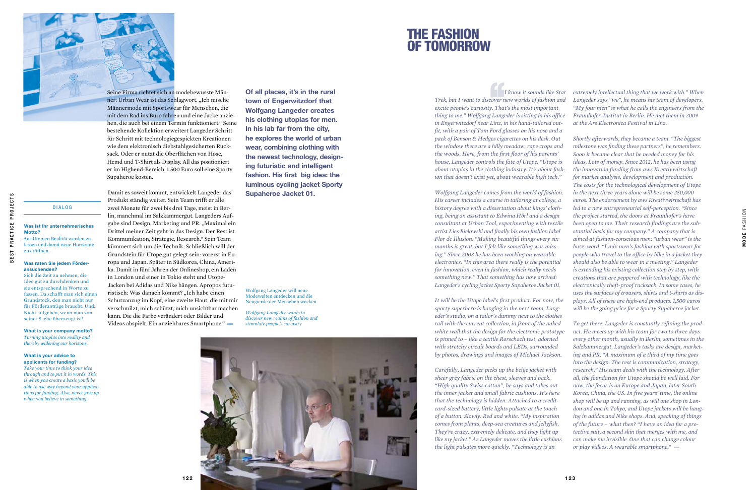Seine Firma richtet sich an modebewusste Männer: Urban Wear ist das Schlagwort. „Ich mische Männermode mit Sportswear für Menschen, die mit dem Rad ins Büro fahren und eine Jacke anziehen, die auch bei einem Termin funktioniert." Seine bestehende Kollektion erweitert Langeder Schritt für Schritt mit technologiegespickten Kreationen wie dem elektronisch diebstahlgesicherten Rucksack. Oder er nutzt die Oberflächen von Hose, Hemd und T-Shirt als Display. All das positioniert er im Highend-Bereich. 1.500 Euro soll eine Sporty Supaheroe kosten.

Damit es soweit kommt, entwickelt Langeder das Produkt ständig weiter. Sein Team trifft er alle zwei Monate für zwei bis drei Tage, meist in Berlin, manchmal im Salzkammergut. Langeders Aufgabe sind Design, Marketing und PR. „Maximal ein Drittel meiner Zeit geht in das Design. Der Rest ist Kommunikation, Strategie, Research." Sein Team kümmert sich um die Technik. Schließlich will der Grundstein für Utope gut gelegt sein: vorerst in Europa und Japan. Später in Südkorea, China, Amerika. Damit in fünf Jahren der Onlineshop, ein Laden in London und einer in Tokio steht und Utope-Jacken bei Adidas und Nike hängen. Apropos futuristisch: Was danach kommt? „Ich habe einen Schutzanzug im Kopf, eine zweite Haut, die mit mir verschmilzt, mich schützt, mich unsichtbar machen kann. Die die Farbe verändert oder Bilder und Videos abspielt. Ein anziehbares Smartphone."

### DIALOG

**Was ist Ihr unternehmerisches Motto?**

Aus Utopien Realität werden zu lassen und damit neue Horizonte zu eröffnen.

**Was raten Sie jedem Förderansuchenden?**

Sich die Zeit zu nehmen, die Idee gut zu durchdenken und sie entsprechend in Worte zu fassen. Da schafft man sich einen Grundstock, den man nicht nur für Förderanträge braucht. Und: Nicht aufgeben, wenn man von seiner Sache überzeugt ist!

**What is your company motto?**

*Turning utopias into reality and thereby widening our horizons.*

**What is your advice to applicants for funding?**

*Take your time to think your idea through and to put it in words. This is when you create a basis you'll be able to use way beyond your applications for funding. Also, never give up when you believe in something.*

# THE FASHION OF TOMORROW

**Of all places, it's in the rural town of Engerwitzdorf that Wolfgang Langeder creates his clothing utopias for men. In his lab far from the city, he explores the world of urban wear, combining clothing with the newest technology, designing futuristic and intelligent fashion. His first big idea: the luminous cycling jacket Sporty Supaheroe Jacket 01.**

Wolfgang Langeder will neue Modewelten entdecken und die Neugierde der Menschen wecken

*Wolfgang Langeder wants to discover new realms of fashion and stimulate people's curiosity*

*"I know it sounds like Star Trek, but I want to discover new worlds of fashion and excite people's curiosity. That's the most important thing to me." Wolfgang Langeder is sitting in his office in Engerwitzdorf near Linz, in his hand-tailored outfit, with a pair of Tom Ford glasses on his nose and a pack of Benson & Hedges cigarettes on his desk. Out the window there are a hilly meadow, rape crops and the woods. Here, from the first floor of his parents' house, Langeder controls the fate of Utope. "Utope is about utopias in the clothing industry. It's about fashion that doesn't exist yet, about wearable high tech."*

*Wolfgang Langeder comes from the world of fashion. His career includes a course in tailoring at college, a history degree with a dissertation about kings' clothing, being an assistant to Edwina Hörl and a design consultant at Urban Tool, experimenting with textile artist Lies Bielowski and finally his own fashion label Flor de Illusion. "Making beautiful things every six months is great, but I felt like something was missing." Since 2003 he has been working on wearable electronics. "In this area there really is the potential for innovation, even in fashion, which really needs something new." That something has now arrived: Langeder's cycling jacket Sporty Supaheroe Jacket 01.*

*It will be the Utope label's first product. For now, the sporty superhero is hanging in the next room, Langeder's studio, on a tailor's dummy next to the clothes rail with the current collection, in front of the naked white wall that the design for the electronic prototype is pinned to – like a textile Rorschach test, adorned with stretchy circuit boards and LEDs, surrounded by photos, drawings and images of Michael Jackson.*

*Carefully, Langeder picks up the beige jacket with sheer grey fabric on the chest, sleeves and back. "High quality Swiss cotton", he says and takes out the inner jacket and small fabric cushions. It's here that the technology is hidden. Attached to a credit-card-sized battery, little lights pulsate at the touch of a button. Slowly. Red and white. "My inspiration comes from plants, deep-sea creatures and jellyfish. They're crazy, extremely delicate, and they light up like my jacket." As Langeder moves the little cushions the light pulsates more quickly. "Technology is an extremely intellectual thing that we work with." When Langeder says "we", he means his team of developers. "My four men" is what he calls the engineers from the Fraunhofer-Institut in Berlin. He met them in 2009 at the Ars Electronica Festival in Linz.*

*Shortly afterwards, they became a team. "The biggest milestone was finding these partners", he remembers. Soon it became clear that he needed money for his ideas. Lots of money. Since 2012, he has been using the innovation funding from aws Kreativwirtschaft for market analysis, development and production. The costs for the technological development of Utope in the next three years alone will be some 250,000 euros. The endorsement by aws Kreativwirtschaft has led to a new entrepreneurial self-perception. "Since the project started, the doors at Fraunhofer's have been open to me. Their research findings are the substantial basis for my company." A company that is aimed at fashion-conscious men: "urban wear" is the buzz-word. "I mix men's fashion with sportswear for people who travel to the office by bike in a jacket they should also be able to wear in a meeting." Langeder is extending his existing collection step by step, with creations that are peppered with technology, like the electronically theft-proof rucksack. In some cases, he uses the surfaces of trousers, shirts and t-shirts as displays. All of these are high-end products. 1,500 euros will be the going price for a Sporty Supaheroe jacket.*

*To get there, Langeder is constantly refining the product. He meets up with his team for two to three days every other month, usually in Berlin, sometimes in the Salzkammergut. Langeder's tasks are design, marketing and PR. "A maximum of a third of my time goes into the design. The rest is communication, strategy, research." His team deals with the technology. After all, the foundation for Utope should be well laid. For now, the focus is on Europe and Japan, later South Korea, China, the US. In five years' time, the online shop will be up and running, as will one shop in London and one in Tokyo, and Utope jackets will be hanging in adidas and Nike shops. And, speaking of things of the future – what then? "I have an idea for a protective suit, a second skin that merges with me, and can make me invisible. One that can change colour or play videos. A wearable smartphone."*